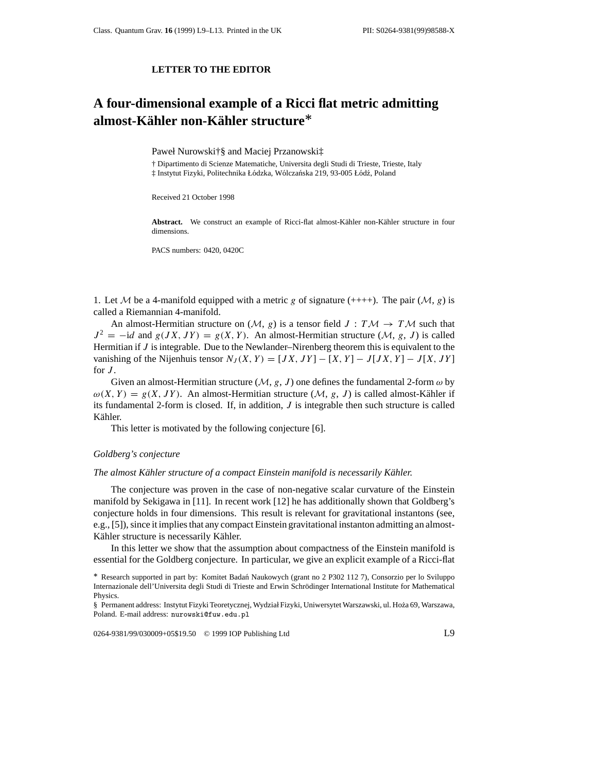**LETTER TO THE EDITOR**

# A four-dimensional example of a Ricci flat metric admitting almost-Kähler non-Kähler structure*

Paweł Nurowski†§ and Maciej Przanowski‡

† Dipartimento di Scienze Matematiche, Universita degli Studi di Trieste, Trieste, Italy
‡ Instytut Fizyki, Politechnika Łódzka, Wólczańska 219, 93-005 Łódź, Poland

Received 21 October 1998

**Abstract.** We construct an example of Ricci-flat almost-Kähler non-Kähler structure in four dimensions.

PACS numbers: 0420, 0420C

1. Let $\mathcal{M}$ be a 4-manifold equipped with a metric $g$ of signature (++++). The pair $(\mathcal{M}, g)$ is called a Riemannian 4-manifold.

An almost-Hermitian structure on $(\mathcal{M}, g)$ is a tensor field $J : T\mathcal{M} \to T\mathcal{M}$ such that $J^2 = -\mathrm{i}d$ and $g(JX, JY) = g(X, Y)$. An almost-Hermitian structure $(\mathcal{M}, g, J)$ is called Hermitian if $J$ is integrable. Due to the Newlander–Nirenberg theorem this is equivalent to the vanishing of the Nijenhuis tensor $N_J(X, Y) = [JX, JY] - [X, Y] - J[JX, Y] - J[X, JY]$ for $J$.

Given an almost-Hermitian structure $(\mathcal{M}, g, J)$ one defines the fundamental 2-form $\omega$ by $\omega(X, Y) = g(X, JY)$. An almost-Hermitian structure $(\mathcal{M}, g, J)$ is called almost-Kähler if its fundamental 2-form is closed. If, in addition, $J$ is integrable then such structure is called Kähler.

This letter is motivated by the following conjecture [6].

*Goldberg's conjecture*

*The almost Kähler structure of a compact Einstein manifold is necessarily Kähler.*

The conjecture was proven in the case of non-negative scalar curvature of the Einstein manifold by Sekigawa in [11]. In recent work [12] he has additionally shown that Goldberg's conjecture holds in four dimensions. This result is relevant for gravitational instantons (see, e.g., [5]), since it implies that any compact Einstein gravitational instanton admitting an almost-Kähler structure is necessarily Kähler.

In this letter we show that the assumption about compactness of the Einstein manifold is essential for the Goldberg conjecture. In particular, we give an explicit example of a Ricci-flat

* Research supported in part by: Komitet Badań Naukowych (grant no 2 P302 112 7), Consorzio per lo Sviluppo Internazionale dell'Universita degli Studi di Trieste and Erwin Schrödinger International Institute for Mathematical Physics.

§ Permanent address: Instytut Fizyki Teoretycznej, Wydział Fizyki, Uniwersytet Warszawski, ul. Hoża 69, Warszawa, Poland. E-mail address: nurowski@fuw.edu.pl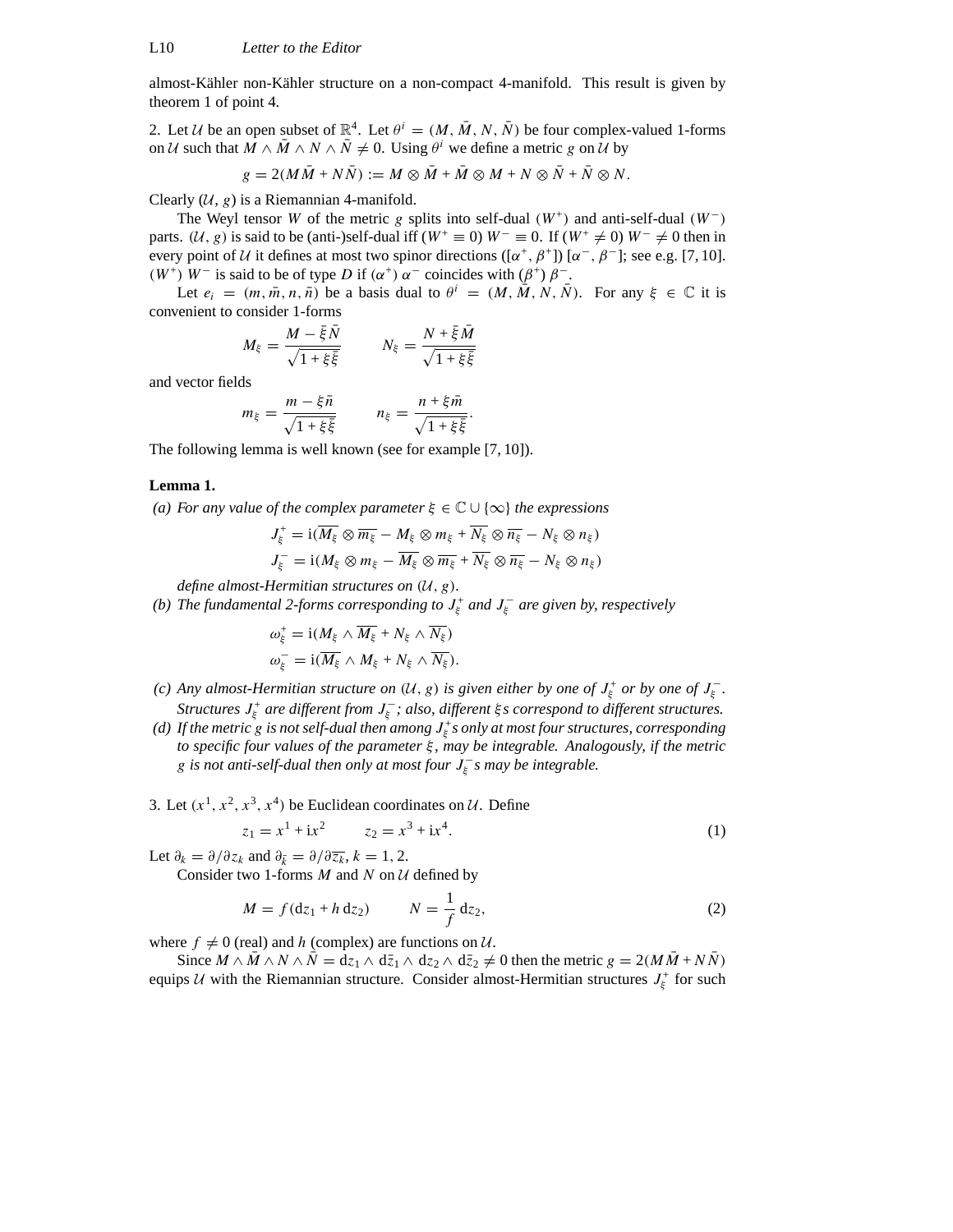almost-Kähler non-Kähler structure on a non-compact 4-manifold. This result is given by theorem 1 of point 4.

2. Let $\mathcal{U}$ be an open subset of $\mathbb{R}^4$. Let $\theta^i = (M, \bar{M}, N, \bar{N})$ be four complex-valued 1-forms on $\mathcal{U}$ such that $M \wedge \bar{M} \wedge N \wedge \bar{N} \neq 0$. Using $\theta^i$ we define a metric $g$ on $\mathcal{U}$ by

$$g = 2(M\bar{M} + N\bar{N}) := M \otimes \bar{M} + \bar{M} \otimes M + N \otimes \bar{N} + \bar{N} \otimes N.$$

Clearly $(\mathcal{U}, g)$ is a Riemannian 4-manifold.

The Weyl tensor $W$ of the metric $g$ splits into self-dual $(W^+)$ and anti-self-dual $(W^-)$ parts. $(\mathcal{U}, g)$ is said to be (anti-)self-dual iff $(W^+ \equiv 0)$ $W^- \equiv 0$. If $(W^+ \neq 0)$ $W^- \neq 0$ then in every point of $\mathcal{U}$ it defines at most two spinor directions $([\alpha^+, \beta^+])$ $[\alpha^-, \beta^-]$; see e.g. [7, 10]. $(W^+)$ $W^-$ is said to be of type $D$ if $(\alpha^+)$ $\alpha^-$ coincides with $(\beta^+)$ $\beta^-$.

Let $e_i = (m, \bar{m}, n, \bar{n})$ be a basis dual to $\theta^i = (M, \bar{M}, N, \bar{N})$. For any $\xi \in \mathbb{C}$ it is convenient to consider 1-forms

$$M_\xi = \frac{M - \bar{\xi}\bar{N}}{\sqrt{1 + \xi\bar{\xi}}} \qquad N_\xi = \frac{N + \bar{\xi}\bar{M}}{\sqrt{1 + \xi\bar{\xi}}}$$

and vector fields

$$m_\xi = \frac{m - \xi\bar{n}}{\sqrt{1 + \xi\bar{\xi}}} \qquad n_\xi = \frac{n + \xi\bar{m}}{\sqrt{1 + \xi\bar{\xi}}}.$$

The following lemma is well known (see for example [7, 10]).

**Lemma 1.**

(a) *For any value of the complex parameter $\xi \in \mathbb{C} \cup \{\infty\}$ the expressions*

$$J^+_\xi = \mathrm{i}(\overline{M_\xi} \otimes \overline{m_\xi} - M_\xi \otimes m_\xi + \overline{N_\xi} \otimes \overline{n_\xi} - N_\xi \otimes n_\xi)$$
$$J^-_\xi = \mathrm{i}(M_\xi \otimes m_\xi - \overline{M_\xi} \otimes \overline{m_\xi} + \overline{N_\xi} \otimes \overline{n_\xi} - N_\xi \otimes n_\xi)$$

*define almost-Hermitian structures on $(\mathcal{U}, g)$.*

(b) *The fundamental 2-forms corresponding to $J^+_\xi$ and $J^-_\xi$ are given by, respectively*

$$\omega^+_\xi = \mathrm{i}(M_\xi \wedge \overline{M_\xi} + N_\xi \wedge \overline{N_\xi})$$
$$\omega^-_\xi = \mathrm{i}(\overline{M_\xi} \wedge M_\xi + N_\xi \wedge \overline{N_\xi}).$$

(c) *Any almost-Hermitian structure on $(\mathcal{U}, g)$ is given either by one of $J^+_\xi$ or by one of $J^-_\xi$. Structures $J^+_\xi$ are different from $J^-_\xi$; also, different $\xi$s correspond to different structures.*

(d) *If the metric $g$ is not self-dual then among $J^+_\xi$s only at most four structures, corresponding to specific four values of the parameter $\xi$, may be integrable. Analogously, if the metric $g$ is not anti-self-dual then only at most four $J^-_\xi$s may be integrable.*

3. Let $(x^1, x^2, x^3, x^4)$ be Euclidean coordinates on $\mathcal{U}$. Define

$$z_1 = x^1 + \mathrm{i}x^2 \qquad z_2 = x^3 + \mathrm{i}x^4. \tag{1}$$

Let $\partial_k = \partial/\partial z_k$ and $\partial_{\bar{k}} = \partial/\partial \overline{z_k}$, $k = 1, 2$.

Consider two 1-forms $M$ and $N$ on $\mathcal{U}$ defined by

$$M = f(\mathrm{d}z_1 + h\,\mathrm{d}z_2) \qquad N = \frac{1}{f}\,\mathrm{d}z_2, \tag{2}$$

where $f \neq 0$ (real) and $h$ (complex) are functions on $\mathcal{U}$.

Since $M \wedge \bar{M} \wedge N \wedge \bar{N} = \mathrm{d}z_1 \wedge \mathrm{d}\bar{z}_1 \wedge \mathrm{d}z_2 \wedge \mathrm{d}\bar{z}_2 \neq 0$ then the metric $g = 2(M\bar{M} + N\bar{N})$ equips $\mathcal{U}$ with the Riemannian structure. Consider almost-Hermitian structures $J^+_\xi$ for such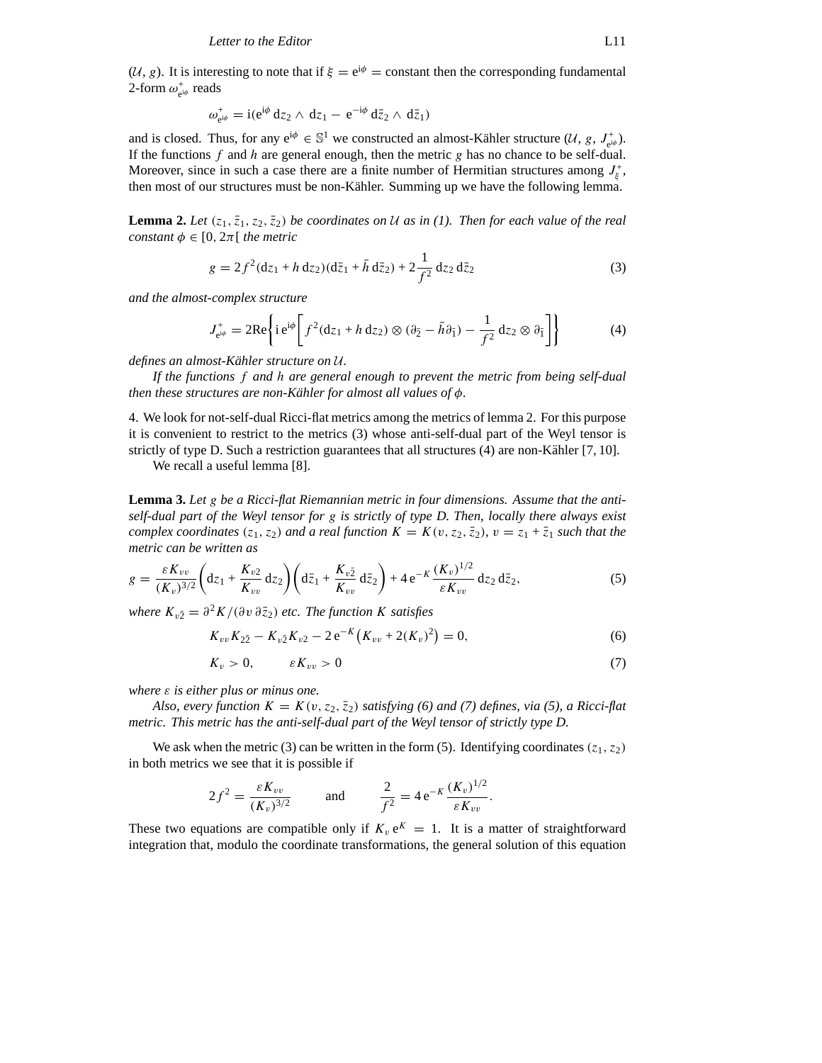$(\mathcal{U}, g)$. It is interesting to note that if $\xi = \mathrm{e}^{\mathrm{i}\phi} =$ constant then the corresponding fundamental 2-form $\omega^+_{\mathrm{e}^{\mathrm{i}\phi}}$ reads

$$\omega^+_{\mathrm{e}^{\mathrm{i}\phi}} = \mathrm{i}(\mathrm{e}^{\mathrm{i}\phi}\,\mathrm{d}z_2 \wedge \mathrm{d}z_1 - \mathrm{e}^{-\mathrm{i}\phi}\,\mathrm{d}\bar{z}_2 \wedge \mathrm{d}\bar{z}_1)$$

and is closed. Thus, for any $\mathrm{e}^{\mathrm{i}\phi} \in \mathbb{S}^1$ we constructed an almost-Kähler structure $(\mathcal{U}, g, J^+_{\mathrm{e}^{\mathrm{i}\phi}})$. If the functions $f$ and $h$ are general enough, then the metric $g$ has no chance to be self-dual. Moreover, since in such a case there are a finite number of Hermitian structures among $J^+_\xi$, then most of our structures must be non-Kähler. Summing up we have the following lemma.

**Lemma 2.** *Let $(z_1, \bar{z}_1, z_2, \bar{z}_2)$ be coordinates on $\mathcal{U}$ as in (1). Then for each value of the real constant $\phi \in [0, 2\pi[$ the metric*

$$g = 2f^2(\mathrm{d}z_1 + h\,\mathrm{d}z_2)(\mathrm{d}\bar{z}_1 + \bar{h}\,\mathrm{d}\bar{z}_2) + 2\frac{1}{f^2}\,\mathrm{d}z_2\,\mathrm{d}\bar{z}_2 \tag{3}$$

*and the almost-complex structure*

$$J^+_{\mathrm{e}^{\mathrm{i}\phi}} = 2\mathrm{Re}\left\{\mathrm{i}\,\mathrm{e}^{\mathrm{i}\phi}\left[f^2(\mathrm{d}z_1 + h\,\mathrm{d}z_2) \otimes (\partial_{\bar{2}} - \bar{h}\partial_{\bar{1}}) - \frac{1}{f^2}\,\mathrm{d}z_2 \otimes \partial_{\bar{1}}\right]\right\} \tag{4}$$

*defines an almost-Kähler structure on $\mathcal{U}$.*

*If the functions $f$ and $h$ are general enough to prevent the metric from being self-dual then these structures are non-Kähler for almost all values of $\phi$.*

4. We look for not-self-dual Ricci-flat metrics among the metrics of lemma 2. For this purpose it is convenient to restrict to the metrics (3) whose anti-self-dual part of the Weyl tensor is strictly of type D. Such a restriction guarantees that all structures (4) are non-Kähler [7, 10].

We recall a useful lemma [8].

**Lemma 3.** *Let $g$ be a Ricci-flat Riemannian metric in four dimensions. Assume that the anti-self-dual part of the Weyl tensor for $g$ is strictly of type D. Then, locally there always exist complex coordinates $(z_1, z_2)$ and a real function $K = K(v, z_2, \bar{z}_2)$, $v = z_1 + \bar{z}_1$ such that the metric can be written as*

$$g = \frac{\varepsilon K_{vv}}{(K_v)^{3/2}}\left(\mathrm{d}z_1 + \frac{K_{v2}}{K_{vv}}\,\mathrm{d}z_2\right)\left(\mathrm{d}\bar{z}_1 + \frac{K_{v\bar{2}}}{K_{vv}}\,\mathrm{d}\bar{z}_2\right) + 4\,\mathrm{e}^{-K}\frac{(K_v)^{1/2}}{\varepsilon K_{vv}}\,\mathrm{d}z_2\,\mathrm{d}\bar{z}_2, \tag{5}$$

*where $K_{v\bar{2}} = \partial^2 K/(\partial v\,\partial\bar{z}_2)$ etc. The function $K$ satisfies*

$$K_{vv}K_{2\bar{2}} - K_{v\bar{2}}K_{v2} - 2\,\mathrm{e}^{-K}\left(K_{vv} + 2(K_v)^2\right) = 0, \tag{6}$$

$$K_v > 0, \qquad \varepsilon K_{vv} > 0 \tag{7}$$

*where $\varepsilon$ is either plus or minus one.*

*Also, every function $K = K(v, z_2, \bar{z}_2)$ satisfying (6) and (7) defines, via (5), a Ricci-flat metric. This metric has the anti-self-dual part of the Weyl tensor of strictly type D.*

We ask when the metric (3) can be written in the form (5). Identifying coordinates $(z_1, z_2)$ in both metrics we see that it is possible if

$$2f^2 = \frac{\varepsilon K_{vv}}{(K_v)^{3/2}} \qquad \text{and} \qquad \frac{2}{f^2} = 4\,\mathrm{e}^{-K}\frac{(K_v)^{1/2}}{\varepsilon K_{vv}}.$$

These two equations are compatible only if $K_v\,\mathrm{e}^K = 1$. It is a matter of straightforward integration that, modulo the coordinate transformations, the general solution of this equation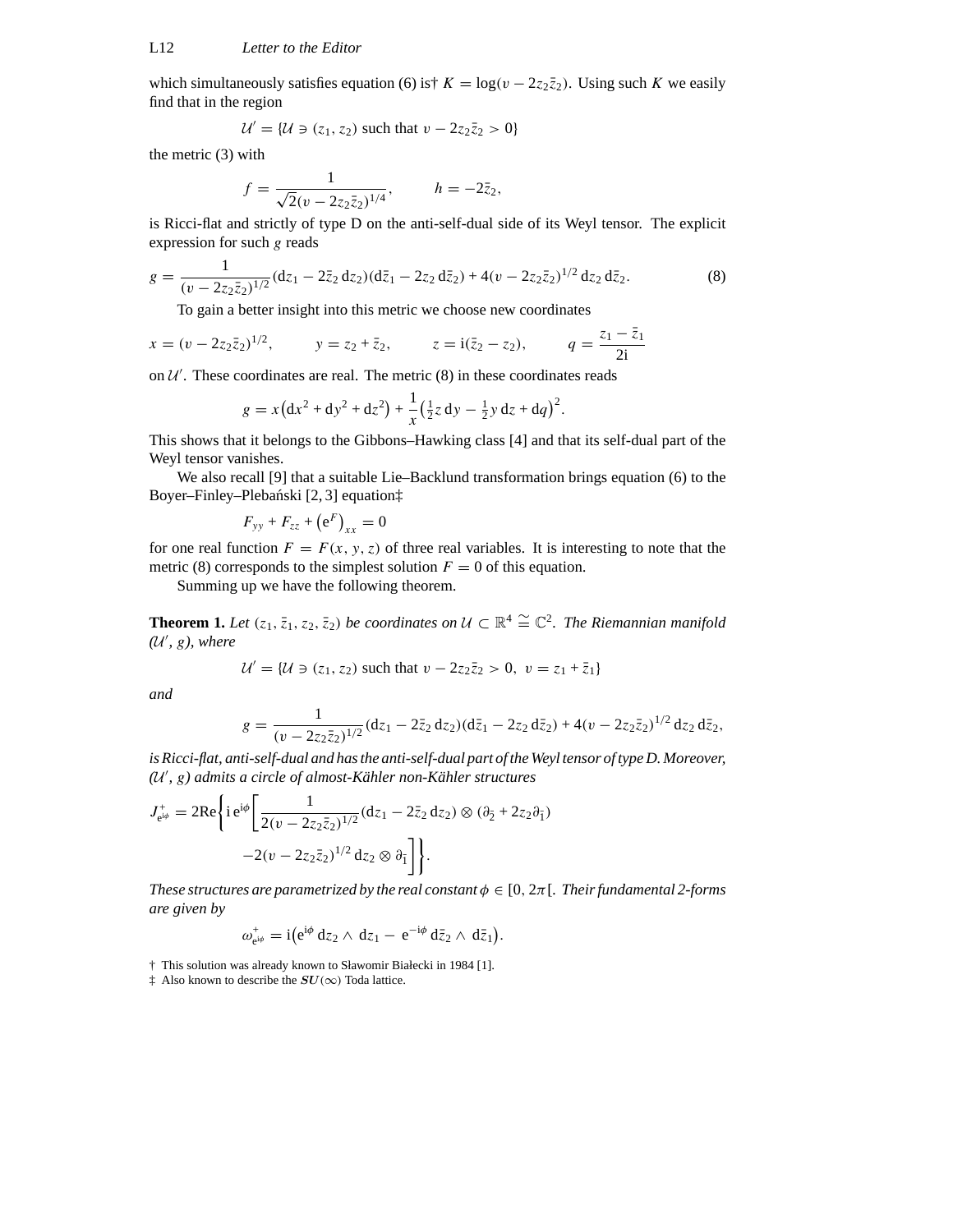which simultaneously satisfies equation (6) is† $K = \log(v - 2z_2\bar{z}_2)$. Using such $K$ we easily find that in the region

$$\mathcal{U}' = \{\mathcal{U} \ni (z_1, z_2) \text{ such that } v - 2z_2\bar{z}_2 > 0\}$$

the metric (3) with

$$f = \frac{1}{\sqrt{2}(v - 2z_2\bar{z}_2)^{1/4}}, \qquad h = -2\bar{z}_2,$$

is Ricci-flat and strictly of type D on the anti-self-dual side of its Weyl tensor. The explicit expression for such $g$ reads

$$g = \frac{1}{(v - 2z_2\bar{z}_2)^{1/2}}(\mathrm{d}z_1 - 2\bar{z}_2\,\mathrm{d}z_2)(\mathrm{d}\bar{z}_1 - 2z_2\,\mathrm{d}\bar{z}_2) + 4(v - 2z_2\bar{z}_2)^{1/2}\,\mathrm{d}z_2\,\mathrm{d}\bar{z}_2. \tag{8}$$

To gain a better insight into this metric we choose new coordinates

$$x = (v - 2z_2\bar{z}_2)^{1/2}, \qquad y = z_2 + \bar{z}_2, \qquad z = \mathrm{i}(\bar{z}_2 - z_2), \qquad q = \frac{z_1 - \bar{z}_1}{2\mathrm{i}}$$

on $\mathcal{U}'$. These coordinates are real. The metric (8) in these coordinates reads

$$g = x\left(\mathrm{d}x^2 + \mathrm{d}y^2 + \mathrm{d}z^2\right) + \frac{1}{x}\left(\tfrac{1}{2}z\,\mathrm{d}y - \tfrac{1}{2}y\,\mathrm{d}z + \mathrm{d}q\right)^2.$$

This shows that it belongs to the Gibbons–Hawking class [4] and that its self-dual part of the Weyl tensor vanishes.

We also recall [9] that a suitable Lie–Backlund transformation brings equation (6) to the Boyer–Finley–Plebański [2, 3] equation‡

$$F_{yy} + F_{zz} + \left(\mathrm{e}^F\right)_{xx} = 0$$

for one real function $F = F(x, y, z)$ of three real variables. It is interesting to note that the metric (8) corresponds to the simplest solution $F = 0$ of this equation.

Summing up we have the following theorem.

**Theorem 1.** *Let $(z_1, \bar{z}_1, z_2, \bar{z}_2)$ be coordinates on $\mathcal{U} \subset \mathbb{R}^4 \cong \mathbb{C}^2$. The Riemannian manifold $(\mathcal{U}', g)$, where*

$$\mathcal{U}' = \{\mathcal{U} \ni (z_1, z_2) \text{ such that } v - 2z_2\bar{z}_2 > 0,\ v = z_1 + \bar{z}_1\}$$

*and*

$$g = \frac{1}{(v - 2z_2\bar{z}_2)^{1/2}}(\mathrm{d}z_1 - 2\bar{z}_2\,\mathrm{d}z_2)(\mathrm{d}\bar{z}_1 - 2z_2\,\mathrm{d}\bar{z}_2) + 4(v - 2z_2\bar{z}_2)^{1/2}\,\mathrm{d}z_2\,\mathrm{d}\bar{z}_2,$$

*is Ricci-flat, anti-self-dual and has the anti-self-dual part of the Weyl tensor of type D. Moreover, $(\mathcal{U}', g)$ admits a circle of almost-Kähler non-Kähler structures*

$$J^+_{\mathrm{e}^{\mathrm{i}\phi}} = 2\mathrm{Re}\left\{\mathrm{i}\,\mathrm{e}^{\mathrm{i}\phi}\left[\frac{1}{2(v - 2z_2\bar{z}_2)^{1/2}}(\mathrm{d}z_1 - 2\bar{z}_2\,\mathrm{d}z_2) \otimes (\partial_{\bar{2}} + 2z_2\partial_{\bar{1}}) - 2(v - 2z_2\bar{z}_2)^{1/2}\,\mathrm{d}z_2 \otimes \partial_{\bar{1}}\right]\right\}.$$

*These structures are parametrized by the real constant $\phi \in [0, 2\pi[$. Their fundamental 2-forms are given by*

$$\omega^+_{\mathrm{e}^{\mathrm{i}\phi}} = \mathrm{i}\left(\mathrm{e}^{\mathrm{i}\phi}\,\mathrm{d}z_2 \wedge \mathrm{d}z_1 - \mathrm{e}^{-\mathrm{i}\phi}\,\mathrm{d}\bar{z}_2 \wedge \mathrm{d}\bar{z}_1\right).$$

† This solution was already known to Sławomir Białecki in 1984 [1].

‡ Also known to describe the $SU(\infty)$ Toda lattice.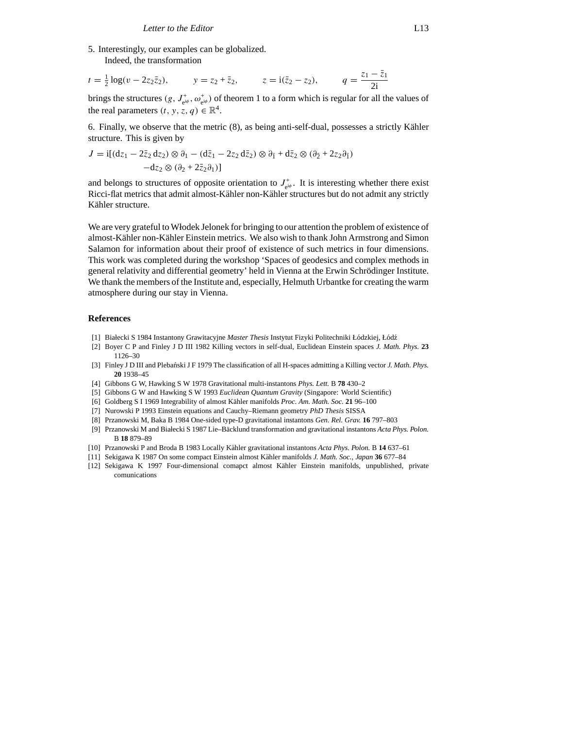5. Interestingly, our examples can be globalized.

Indeed, the transformation

$$t = \tfrac{1}{2}\log(v - 2z_2\bar{z}_2), \qquad y = z_2 + \bar{z}_2, \qquad z = \mathrm{i}(\bar{z}_2 - z_2), \qquad q = \frac{z_1 - \bar{z}_1}{2\mathrm{i}}$$

brings the structures $(g, J^+_{e^{i\phi}}, \omega^+_{e^{i\phi}})$ of theorem 1 to a form which is regular for all the values of the real parameters $(t, y, z, q) \in \mathbb{R}^4$.

6. Finally, we observe that the metric (8), as being anti-self-dual, possesses a strictly Kähler structure. This is given by

$$J = \mathrm{i}[(\mathrm{d}z_1 - 2\bar{z}_2\,\mathrm{d}z_2) \otimes \partial_1 - (\mathrm{d}\bar{z}_1 - 2z_2\,\mathrm{d}\bar{z}_2) \otimes \partial_{\bar{1}} + \mathrm{d}\bar{z}_2 \otimes (\partial_{\bar{2}} + 2z_2\partial_{\bar{1}}) \\ -\mathrm{d}z_2 \otimes (\partial_2 + 2\bar{z}_2\partial_1)]$$

and belongs to structures of opposite orientation to $J^+_{e^{i\phi}}$. It is interesting whether there exist Ricci-flat metrics that admit almost-Kähler non-Kähler structures but do not admit any strictly Kähler structure.

We are very grateful to Włodek Jelonek for bringing to our attention the problem of existence of almost-Kähler non-Kähler Einstein metrics. We also wish to thank John Armstrong and Simon Salamon for information about their proof of existence of such metrics in four dimensions. This work was completed during the workshop 'Spaces of geodesics and complex methods in general relativity and differential geometry' held in Vienna at the Erwin Schrödinger Institute. We thank the members of the Institute and, especially, Helmuth Urbantke for creating the warm atmosphere during our stay in Vienna.

## References

[1] Białecki S 1984 Instantony Grawitacyjne *Master Thesis* Instytut Fizyki Politechniki Łódzkiej, Łódź

[2] Boyer C P and Finley J D III 1982 Killing vectors in self-dual, Euclidean Einstein spaces *J. Math. Phys.* **23** 1126–30

[3] Finley J D III and Plebański J F 1979 The classification of all H-spaces admitting a Killing vector *J. Math. Phys.* **20** 1938–45

[4] Gibbons G W, Hawking S W 1978 Gravitational multi-instantons *Phys. Lett.* B **78** 430–2

[5] Gibbons G W and Hawking S W 1993 *Euclidean Quantum Gravity* (Singapore: World Scientific)

[6] Goldberg S I 1969 Integrability of almost Kähler manifolds *Proc. Am. Math. Soc.* **21** 96–100

[7] Nurowski P 1993 Einstein equations and Cauchy–Riemann geometry *PhD Thesis* SISSA

[8] Przanowski M, Baka B 1984 One-sided type-D gravitational instantons *Gen. Rel. Grav.* **16** 797–803

[9] Przanowski M and Białecki S 1987 Lie–Bäcklund transformation and gravitational instantons *Acta Phys. Polon.* B **18** 879–89

[10] Przanowski P and Broda B 1983 Locally Kähler gravitational instantons *Acta Phys. Polon.* B **14** 637–61

[11] Sekigawa K 1987 On some compact Einstein almost Kähler manifolds *J. Math. Soc., Japan* **36** 677–84

[12] Sekigawa K 1997 Four-dimensional comapct almost Kähler Einstein manifolds, unpublished, private comunications